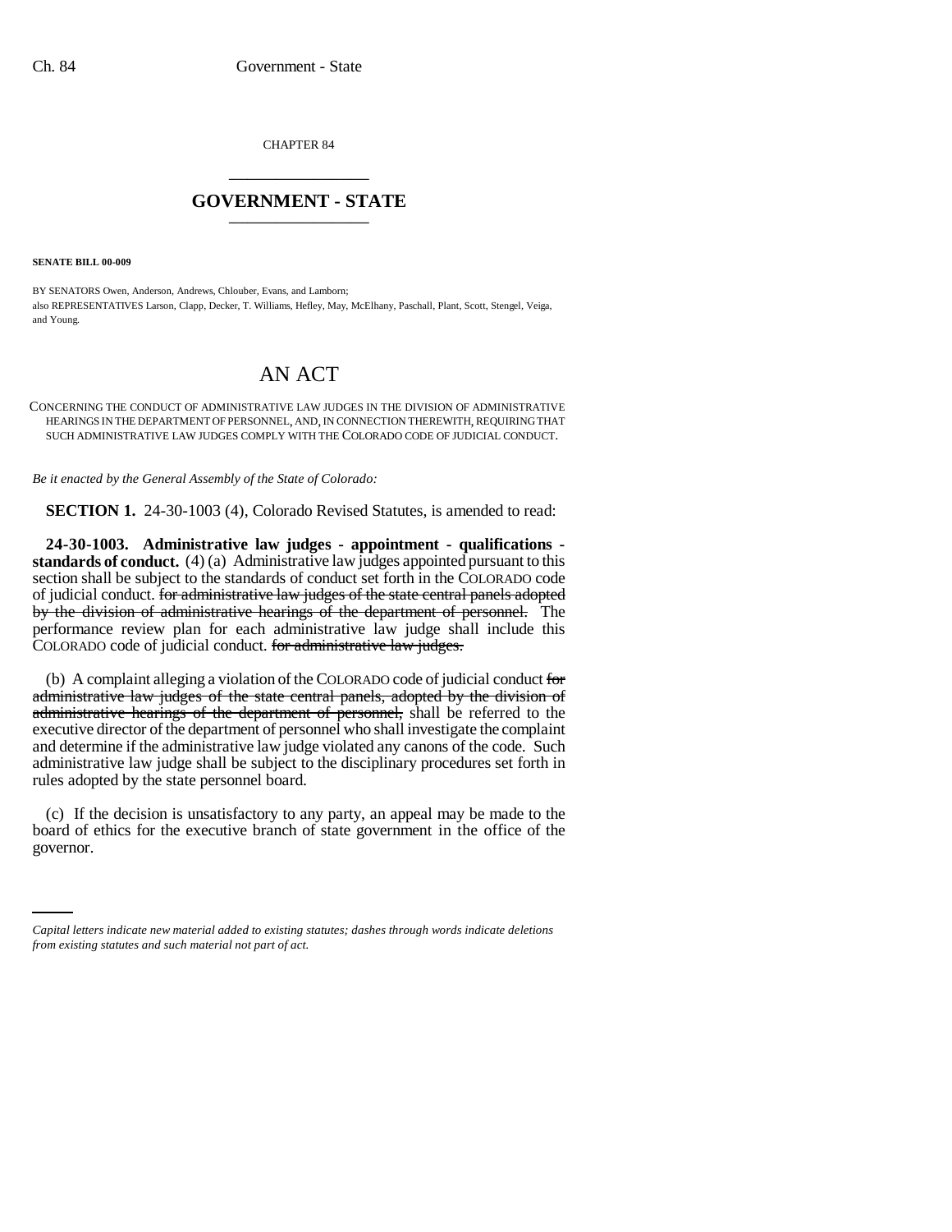CHAPTER 84

## GOVERNMENT - STATE

**SENATE BILL 00-009**

BY SENATORS Owen, Anderson, Andrews, Chlouber, Evans, and Lamborn;
also REPRESENTATIVES Larson, Clapp, Decker, T. Williams, Hefley, May, McElhany, Paschall, Plant, Scott, Stengel, Veiga, and Young.

# AN ACT

CONCERNING THE CONDUCT OF ADMINISTRATIVE LAW JUDGES IN THE DIVISION OF ADMINISTRATIVE HEARINGS IN THE DEPARTMENT OF PERSONNEL, AND, IN CONNECTION THEREWITH, REQUIRING THAT SUCH ADMINISTRATIVE LAW JUDGES COMPLY WITH THE COLORADO CODE OF JUDICIAL CONDUCT.

*Be it enacted by the General Assembly of the State of Colorado:*

**SECTION 1.** 24-30-1003 (4), Colorado Revised Statutes, is amended to read:

**24-30-1003. Administrative law judges - appointment - qualifications - standards of conduct.** (4) (a) Administrative law judges appointed pursuant to this section shall be subject to the standards of conduct set forth in the COLORADO code of judicial conduct. ~~for administrative law judges of the state central panels adopted by the division of administrative hearings of the department of personnel.~~ The performance review plan for each administrative law judge shall include this COLORADO code of judicial conduct. ~~for administrative law judges.~~

(b) A complaint alleging a violation of the COLORADO code of judicial conduct ~~for administrative law judges of the state central panels, adopted by the division of administrative hearings of the department of personnel,~~ shall be referred to the executive director of the department of personnel who shall investigate the complaint and determine if the administrative law judge violated any canons of the code. Such administrative law judge shall be subject to the disciplinary procedures set forth in rules adopted by the state personnel board.

(c) If the decision is unsatisfactory to any party, an appeal may be made to the board of ethics for the executive branch of state government in the office of the governor.

*Capital letters indicate new material added to existing statutes; dashes through words indicate deletions from existing statutes and such material not part of act.*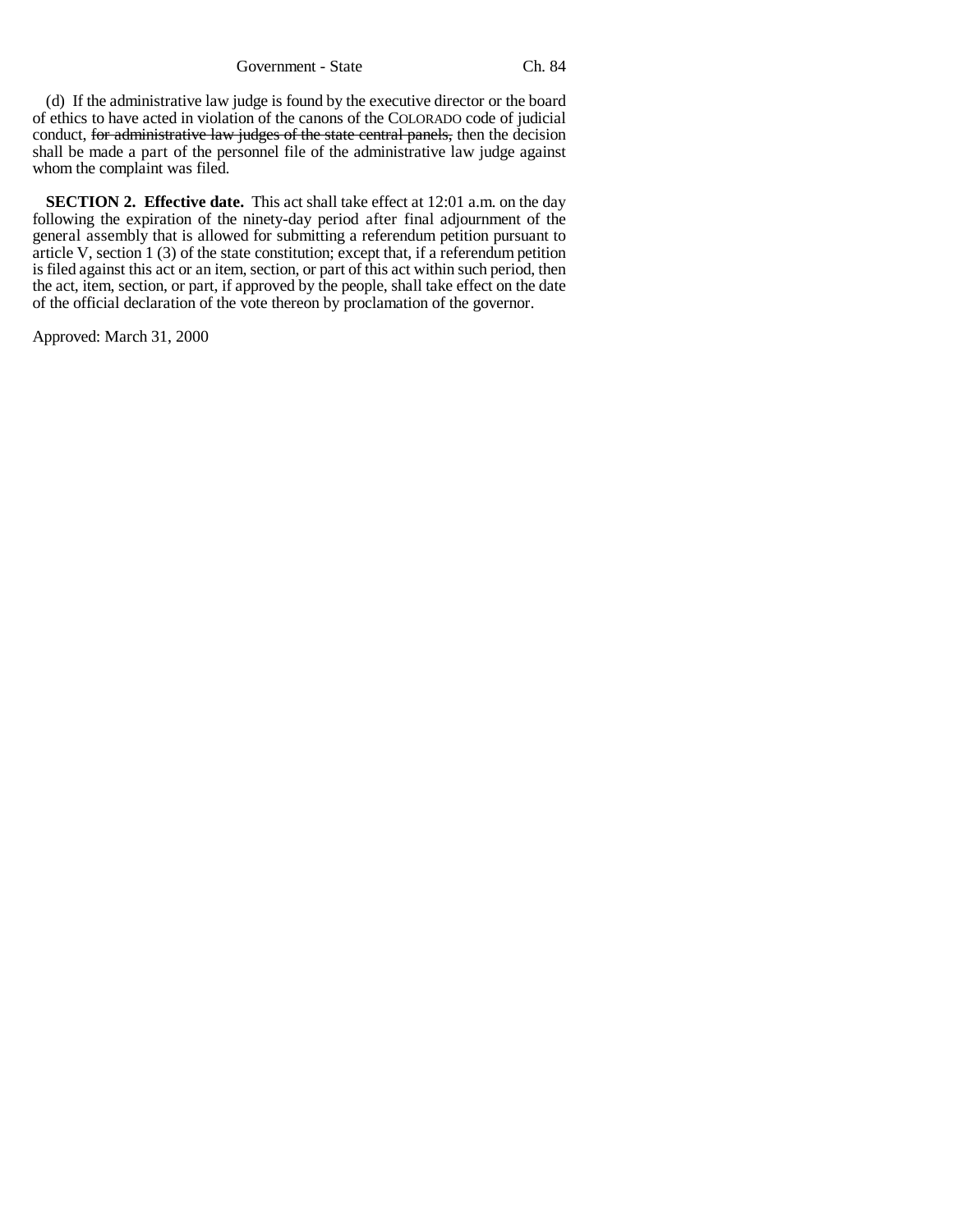(d) If the administrative law judge is found by the executive director or the board of ethics to have acted in violation of the canons of the COLORADO code of judicial conduct, ~~for administrative law judges of the state central panels,~~ then the decision shall be made a part of the personnel file of the administrative law judge against whom the complaint was filed.

**SECTION 2. Effective date.** This act shall take effect at 12:01 a.m. on the day following the expiration of the ninety-day period after final adjournment of the general assembly that is allowed for submitting a referendum petition pursuant to article V, section 1 (3) of the state constitution; except that, if a referendum petition is filed against this act or an item, section, or part of this act within such period, then the act, item, section, or part, if approved by the people, shall take effect on the date of the official declaration of the vote thereon by proclamation of the governor.

Approved: March 31, 2000